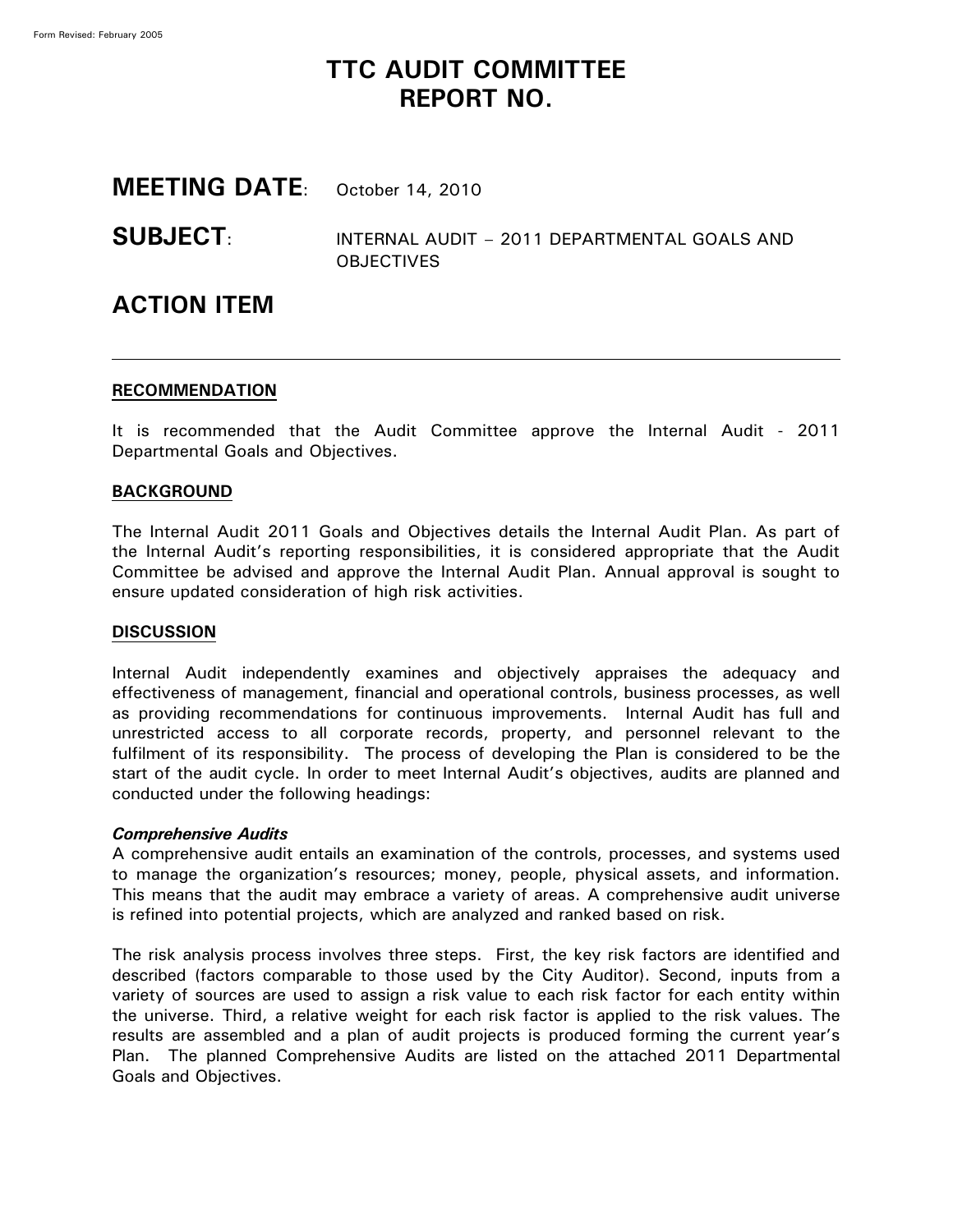# TTC AUDIT COMMITTEE REPORT NO.

**MEETING DATE**: October 14, 2010

**SUBJECT**: INTERNAL AUDIT – 2011 DEPARTMENTAL GOALS AND OBJECTIVES

## ACTION ITEM

---

### RECOMMENDATION

It is recommended that the Audit Committee approve the Internal Audit - 2011 Departmental Goals and Objectives.

### BACKGROUND

The Internal Audit 2011 Goals and Objectives details the Internal Audit Plan. As part of the Internal Audit's reporting responsibilities, it is considered appropriate that the Audit Committee be advised and approve the Internal Audit Plan. Annual approval is sought to ensure updated consideration of high risk activities.

### DISCUSSION

Internal Audit independently examines and objectively appraises the adequacy and effectiveness of management, financial and operational controls, business processes, as well as providing recommendations for continuous improvements. Internal Audit has full and unrestricted access to all corporate records, property, and personnel relevant to the fulfilment of its responsibility. The process of developing the Plan is considered to be the start of the audit cycle. In order to meet Internal Audit's objectives, audits are planned and conducted under the following headings:

***Comprehensive Audits***

A comprehensive audit entails an examination of the controls, processes, and systems used to manage the organization's resources; money, people, physical assets, and information. This means that the audit may embrace a variety of areas. A comprehensive audit universe is refined into potential projects, which are analyzed and ranked based on risk.

The risk analysis process involves three steps. First, the key risk factors are identified and described (factors comparable to those used by the City Auditor). Second, inputs from a variety of sources are used to assign a risk value to each risk factor for each entity within the universe. Third, a relative weight for each risk factor is applied to the risk values. The results are assembled and a plan of audit projects is produced forming the current year's Plan. The planned Comprehensive Audits are listed on the attached 2011 Departmental Goals and Objectives.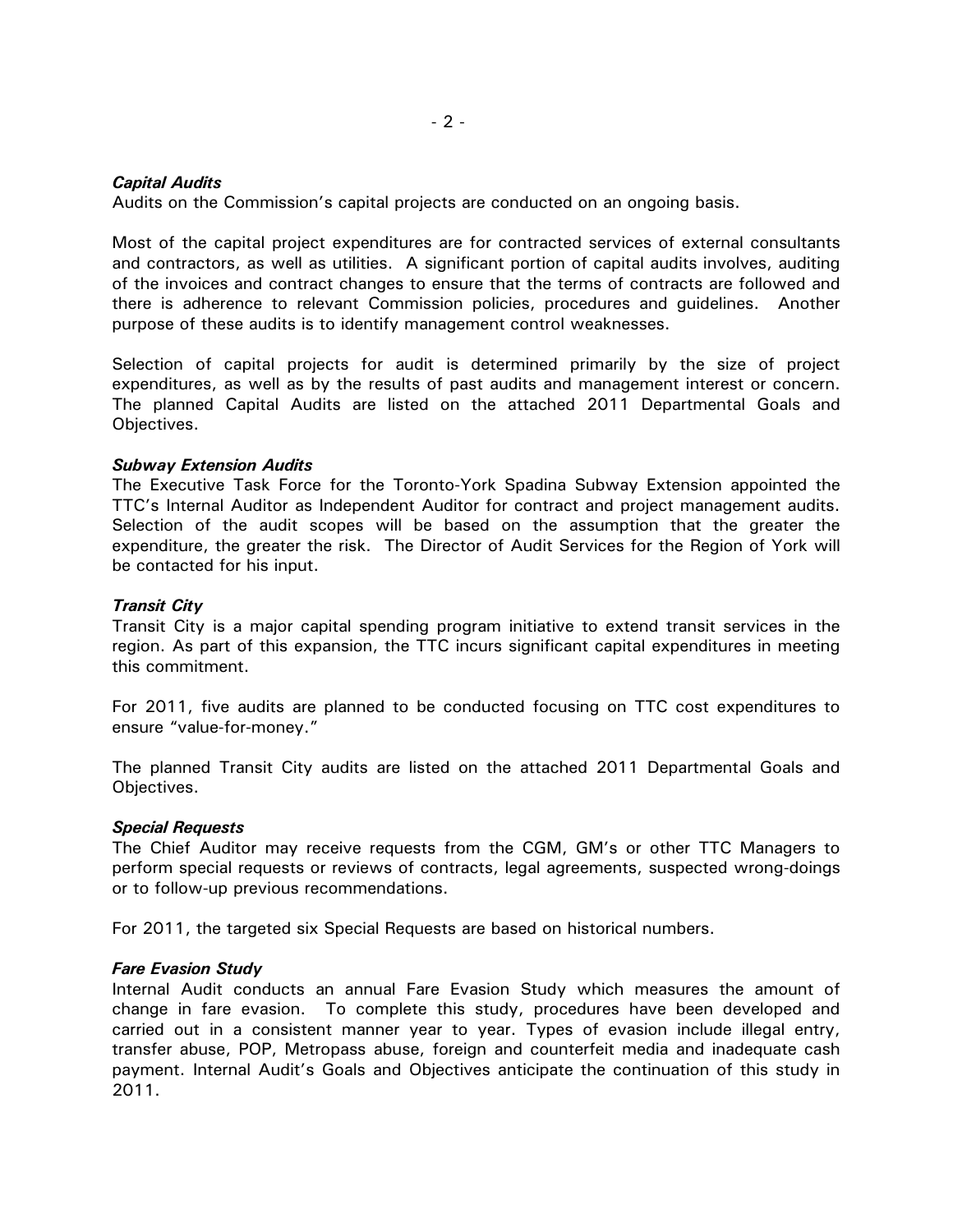***Capital Audits***
Audits on the Commission's capital projects are conducted on an ongoing basis.

Most of the capital project expenditures are for contracted services of external consultants and contractors, as well as utilities. A significant portion of capital audits involves, auditing of the invoices and contract changes to ensure that the terms of contracts are followed and there is adherence to relevant Commission policies, procedures and guidelines. Another purpose of these audits is to identify management control weaknesses.

Selection of capital projects for audit is determined primarily by the size of project expenditures, as well as by the results of past audits and management interest or concern. The planned Capital Audits are listed on the attached 2011 Departmental Goals and Objectives.

***Subway Extension Audits***
The Executive Task Force for the Toronto-York Spadina Subway Extension appointed the TTC's Internal Auditor as Independent Auditor for contract and project management audits. Selection of the audit scopes will be based on the assumption that the greater the expenditure, the greater the risk. The Director of Audit Services for the Region of York will be contacted for his input.

***Transit City***
Transit City is a major capital spending program initiative to extend transit services in the region. As part of this expansion, the TTC incurs significant capital expenditures in meeting this commitment.

For 2011, five audits are planned to be conducted focusing on TTC cost expenditures to ensure "value-for-money."

The planned Transit City audits are listed on the attached 2011 Departmental Goals and Objectives.

***Special Requests***
The Chief Auditor may receive requests from the CGM, GM's or other TTC Managers to perform special requests or reviews of contracts, legal agreements, suspected wrong-doings or to follow-up previous recommendations.

For 2011, the targeted six Special Requests are based on historical numbers.

***Fare Evasion Study***
Internal Audit conducts an annual Fare Evasion Study which measures the amount of change in fare evasion. To complete this study, procedures have been developed and carried out in a consistent manner year to year. Types of evasion include illegal entry, transfer abuse, POP, Metropass abuse, foreign and counterfeit media and inadequate cash payment. Internal Audit's Goals and Objectives anticipate the continuation of this study in 2011.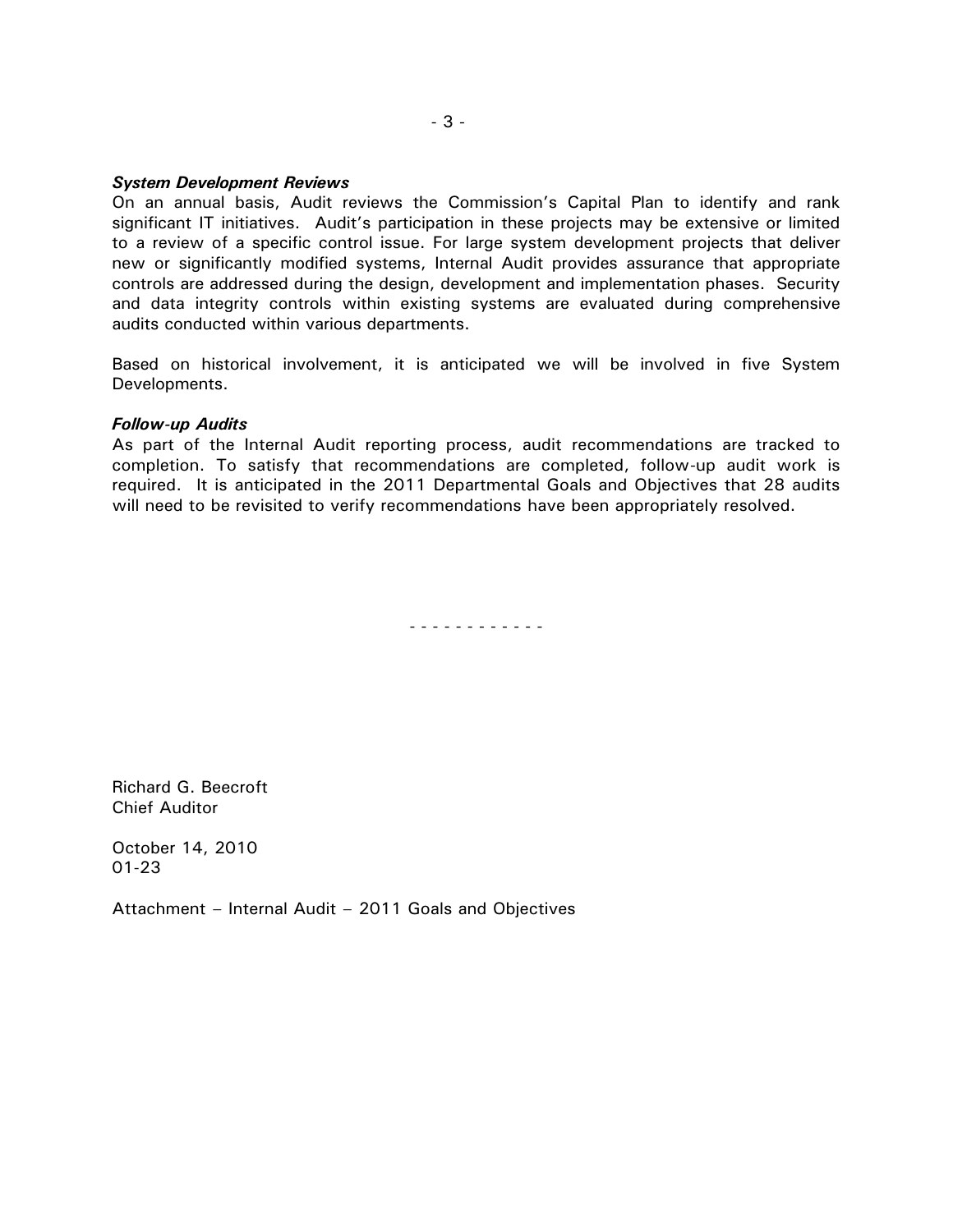***System Development Reviews***

On an annual basis, Audit reviews the Commission's Capital Plan to identify and rank significant IT initiatives. Audit's participation in these projects may be extensive or limited to a review of a specific control issue. For large system development projects that deliver new or significantly modified systems, Internal Audit provides assurance that appropriate controls are addressed during the design, development and implementation phases. Security and data integrity controls within existing systems are evaluated during comprehensive audits conducted within various departments.

Based on historical involvement, it is anticipated we will be involved in five System Developments.

***Follow-up Audits***

As part of the Internal Audit reporting process, audit recommendations are tracked to completion. To satisfy that recommendations are completed, follow-up audit work is required. It is anticipated in the 2011 Departmental Goals and Objectives that 28 audits will need to be revisited to verify recommendations have been appropriately resolved.

\- - - - - - - - - - - -

Richard G. Beecroft
Chief Auditor

October 14, 2010
01-23

Attachment – Internal Audit – 2011 Goals and Objectives